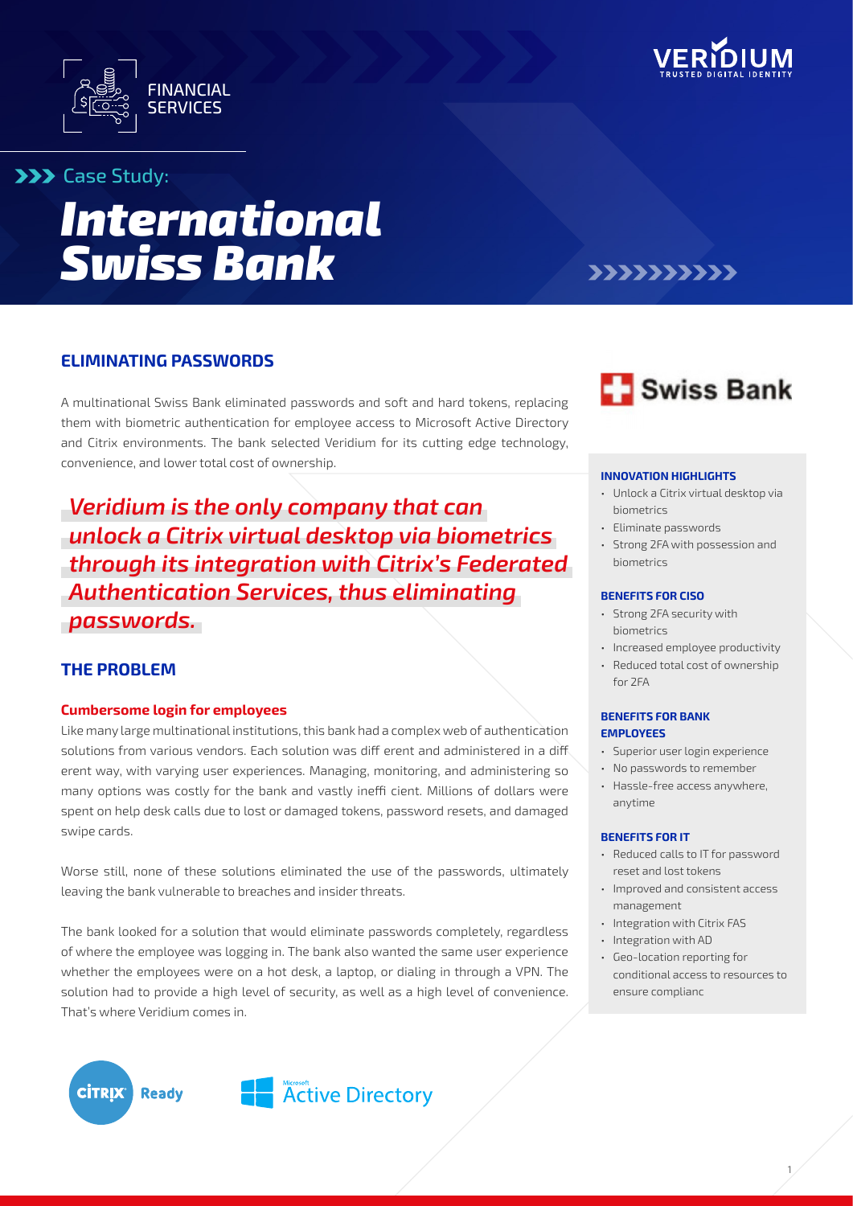FINANCIAL SERVICES

Case Study:

# International Swiss Bank

## ELIMINATING PASSWORDS

A multinational Swiss Bank eliminated passwords and soft and hard tokens, replacing them with biometric authentication for employee access to Microsoft Active Directory and Citrix environments. The bank selected Veridium for its cutting edge technology, convenience, and lower total cost of ownership.

***Veridium is the only company that can unlock a Citrix virtual desktop via biometrics through its integration with Citrix's Federated Authentication Services, thus eliminating passwords.***

## THE PROBLEM

### Cumbersome login for employees

Like many large multinational institutions, this bank had a complex web of authentication solutions from various vendors. Each solution was diff erent and administered in a diff erent way, with varying user experiences. Managing, monitoring, and administering so many options was costly for the bank and vastly ineffi cient. Millions of dollars were spent on help desk calls due to lost or damaged tokens, password resets, and damaged swipe cards.

Worse still, none of these solutions eliminated the use of the passwords, ultimately leaving the bank vulnerable to breaches and insider threats.

The bank looked for a solution that would eliminate passwords completely, regardless of where the employee was logging in. The bank also wanted the same user experience whether the employees were on a hot desk, a laptop, or dialing in through a VPN. The solution had to provide a high level of security, as well as a high level of convenience. That's where Veridium comes in.

#### INNOVATION HIGHLIGHTS

- Unlock a Citrix virtual desktop via biometrics
- Eliminate passwords
- Strong 2FA with possession and biometrics

#### BENEFITS FOR CISO

- Strong 2FA security with biometrics
- Increased employee productivity
- Reduced total cost of ownership for 2FA

#### BENEFITS FOR BANK EMPLOYEES

- Superior user login experience
- No passwords to remember
- Hassle-free access anywhere, anytime

#### BENEFITS FOR IT

- Reduced calls to IT for password reset and lost tokens
- Improved and consistent access management
- Integration with Citrix FAS
- Integration with AD
- Geo-location reporting for conditional access to resources to ensure complianc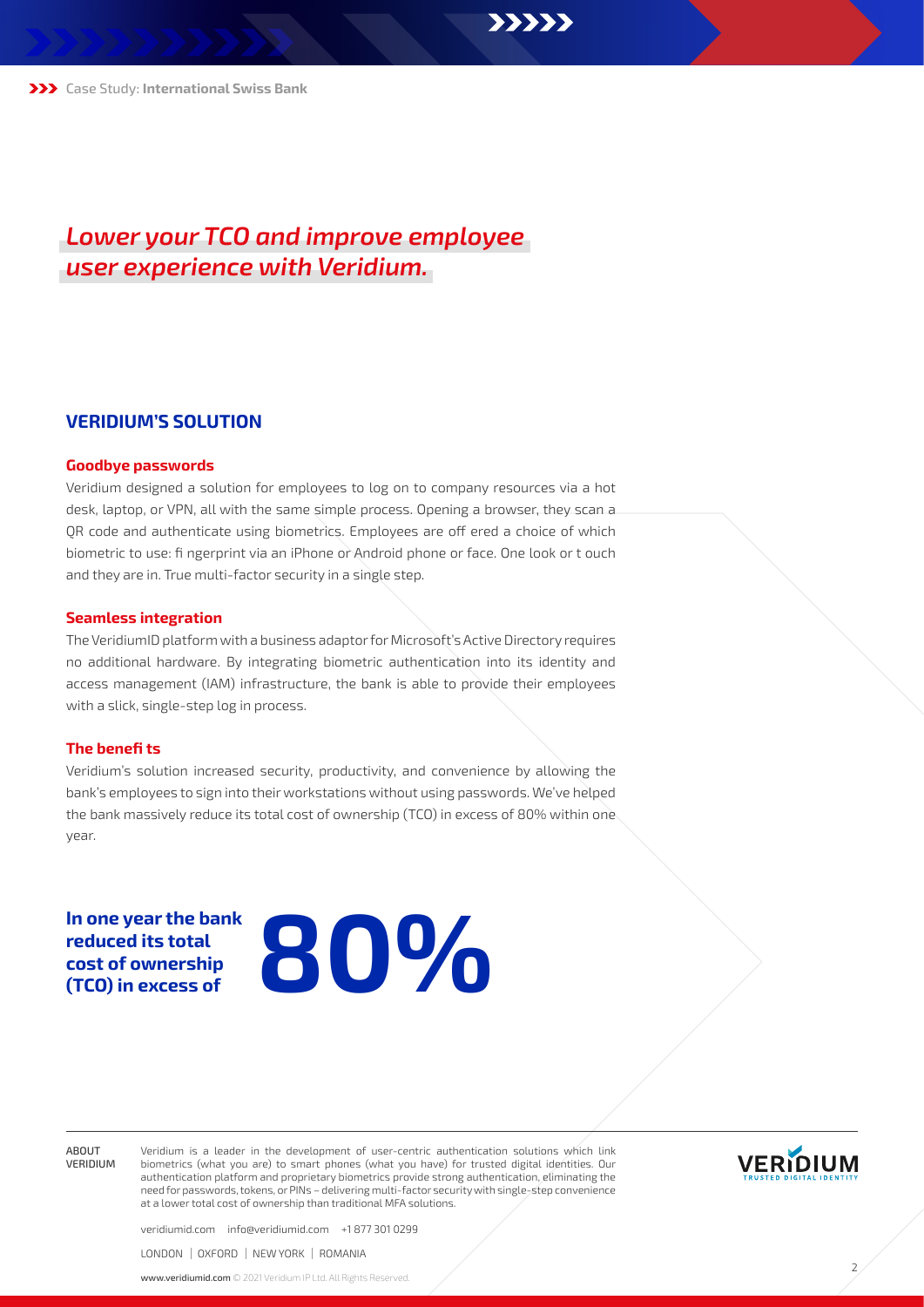*Lower your TCO and improve employee user experience with Veridium.*

## VERIDIUM'S SOLUTION

### Goodbye passwords

Veridium designed a solution for employees to log on to company resources via a hot desk, laptop, or VPN, all with the same simple process. Opening a browser, they scan a QR code and authenticate using biometrics. Employees are off ered a choice of which biometric to use: fi ngerprint via an iPhone or Android phone or face. One look or t ouch and they are in. True multi-factor security in a single step.

### Seamless integration

The VeridiumID platform with a business adaptor for Microsoft's Active Directory requires no additional hardware. By integrating biometric authentication into its identity and access management (IAM) infrastructure, the bank is able to provide their employees with a slick, single-step log in process.

### The benefi ts

Veridium's solution increased security, productivity, and convenience by allowing the bank's employees to sign into their workstations without using passwords. We've helped the bank massively reduce its total cost of ownership (TCO) in excess of 80% within one year.

**In one year the bank reduced its total cost of ownership (TCO) in excess of** **80%**

---

ABOUT VERIDIUM

Veridium is a leader in the development of user-centric authentication solutions which link biometrics (what you are) to smart phones (what you have) for trusted digital identities. Our authentication platform and proprietary biometrics provide strong authentication, eliminating the need for passwords, tokens, or PINs – delivering multi-factor security with single-step convenience at a lower total cost of ownership than traditional MFA solutions.

veridiumid.com info@veridiumid.com +1 877 301 0299

LONDON | OXFORD | NEW YORK | ROMANIA

www.veridiumid.com © 2021 Veridium IP Ltd. All Rights Reserved.